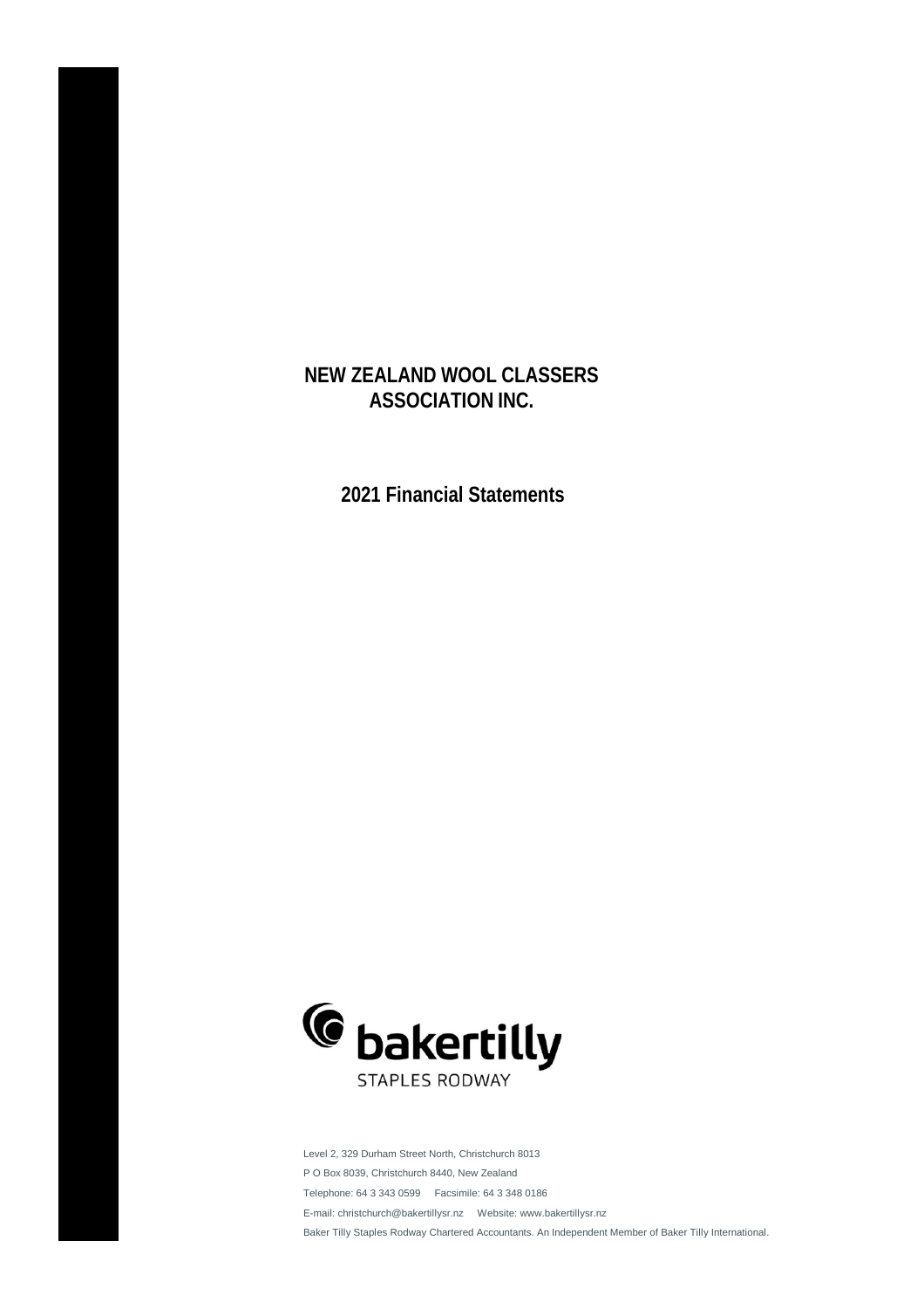# NEW ZEALAND WOOL CLASSERS ASSOCIATION INC.

## 2021 Financial Statements

bakertilly
STAPLES RODWAY

Level 2, 329 Durham Street North, Christchurch 8013

P O Box 8039, Christchurch 8440, New Zealand

Telephone: 64 3 343 0599 Facsimile: 64 3 348 0186

E-mail: christchurch@bakertillysr.nz Website: www.bakertillysr.nz

Baker Tilly Staples Rodway Chartered Accountants. An Independent Member of Baker Tilly International.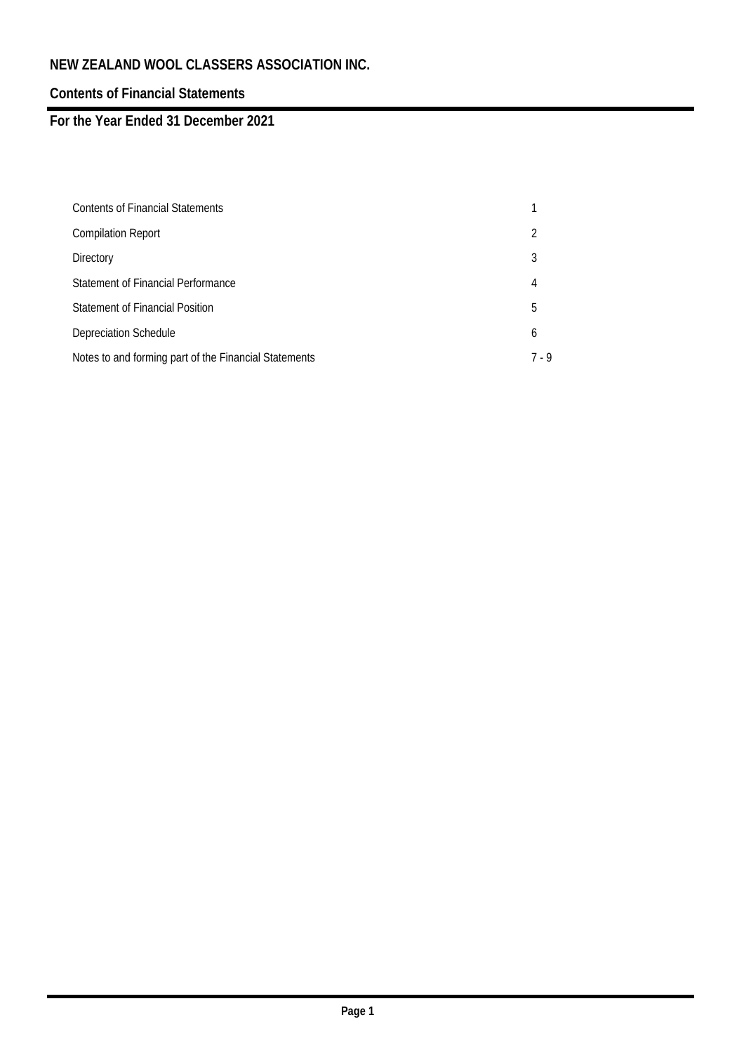# NEW ZEALAND WOOL CLASSERS ASSOCIATION INC.

## Contents of Financial Statements

## For the Year Ended 31 December 2021

| | |
|---|---|
| Contents of Financial Statements | 1 |
| Compilation Report | 2 |
| Directory | 3 |
| Statement of Financial Performance | 4 |
| Statement of Financial Position | 5 |
| Depreciation Schedule | 6 |
| Notes to and forming part of the Financial Statements | 7 - 9 |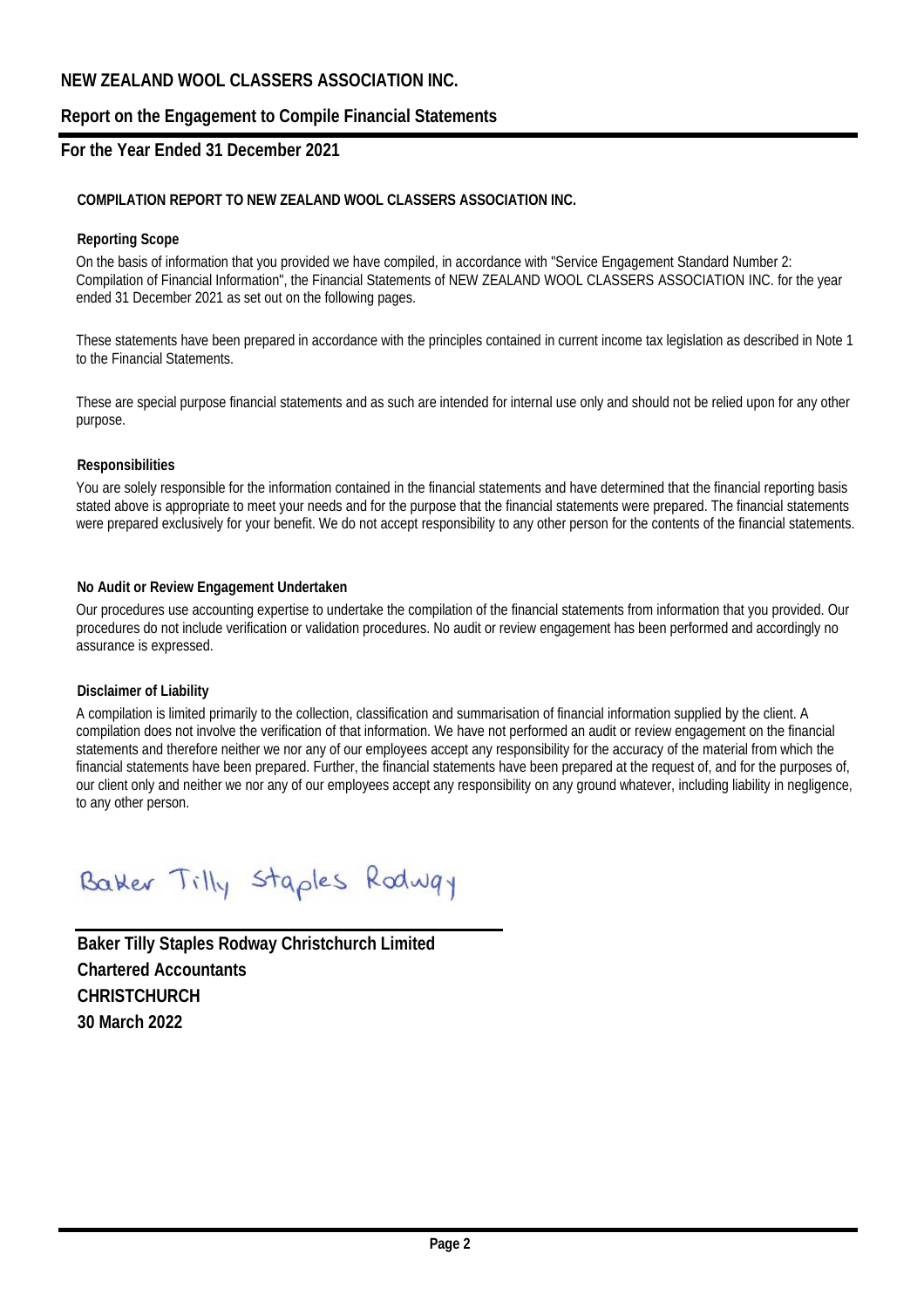# NEW ZEALAND WOOL CLASSERS ASSOCIATION INC.

## Report on the Engagement to Compile Financial Statements

## For the Year Ended 31 December 2021

### COMPILATION REPORT TO NEW ZEALAND WOOL CLASSERS ASSOCIATION INC.

**Reporting Scope**

On the basis of information that you provided we have compiled, in accordance with "Service Engagement Standard Number 2: Compilation of Financial Information", the Financial Statements of NEW ZEALAND WOOL CLASSERS ASSOCIATION INC. for the year ended 31 December 2021 as set out on the following pages.

These statements have been prepared in accordance with the principles contained in current income tax legislation as described in Note 1 to the Financial Statements.

These are special purpose financial statements and as such are intended for internal use only and should not be relied upon for any other purpose.

**Responsibilities**

You are solely responsible for the information contained in the financial statements and have determined that the financial reporting basis stated above is appropriate to meet your needs and for the purpose that the financial statements were prepared. The financial statements were prepared exclusively for your benefit. We do not accept responsibility to any other person for the contents of the financial statements.

**No Audit or Review Engagement Undertaken**

Our procedures use accounting expertise to undertake the compilation of the financial statements from information that you provided. Our procedures do not include verification or validation procedures. No audit or review engagement has been performed and accordingly no assurance is expressed.

**Disclaimer of Liability**

A compilation is limited primarily to the collection, classification and summarisation of financial information supplied by the client. A compilation does not involve the verification of that information. We have not performed an audit or review engagement on the financial statements and therefore neither we nor any of our employees accept any responsibility for the accuracy of the material from which the financial statements have been prepared. Further, the financial statements have been prepared at the request of, and for the purposes of, our client only and neither we nor any of our employees accept any responsibility on any ground whatever, including liability in negligence, to any other person.

Baker Tilly Staples Rodway

**Baker Tilly Staples Rodway Christchurch Limited**
**Chartered Accountants**
**CHRISTCHURCH**
**30 March 2022**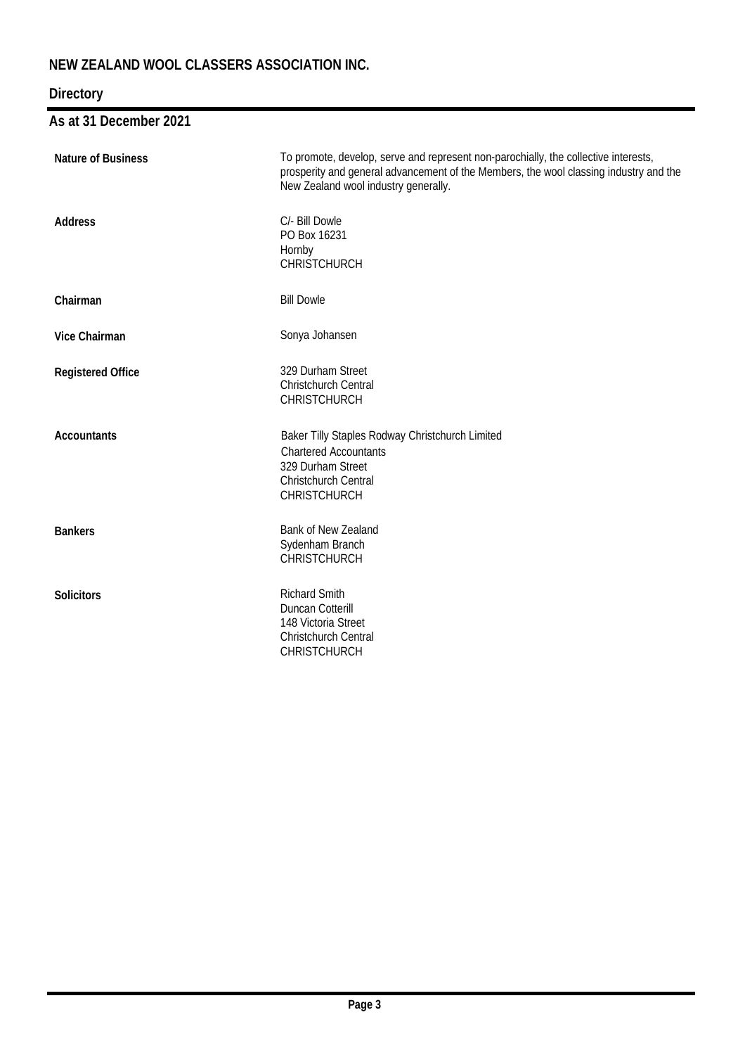# NEW ZEALAND WOOL CLASSERS ASSOCIATION INC.

## Directory

## As at 31 December 2021

| | |
|---|---|
| **Nature of Business** | To promote, develop, serve and represent non-parochially, the collective interests, prosperity and general advancement of the Members, the wool classing industry and the New Zealand wool industry generally. |
| **Address** | C/- Bill Dowle<br>PO Box 16231<br>Hornby<br>CHRISTCHURCH |
| **Chairman** | Bill Dowle |
| **Vice Chairman** | Sonya Johansen |
| **Registered Office** | 329 Durham Street<br>Christchurch Central<br>CHRISTCHURCH |
| **Accountants** | Baker Tilly Staples Rodway Christchurch Limited<br>Chartered Accountants<br>329 Durham Street<br>Christchurch Central<br>CHRISTCHURCH |
| **Bankers** | Bank of New Zealand<br>Sydenham Branch<br>CHRISTCHURCH |
| **Solicitors** | Richard Smith<br>Duncan Cotterill<br>148 Victoria Street<br>Christchurch Central<br>CHRISTCHURCH |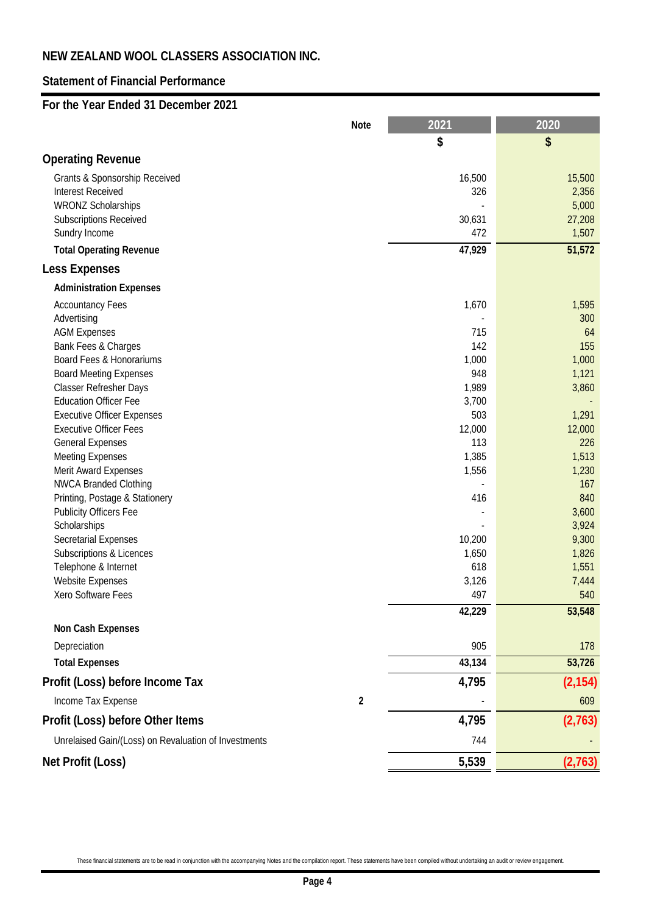# NEW ZEALAND WOOL CLASSERS ASSOCIATION INC.

## Statement of Financial Performance

### For the Year Ended 31 December 2021

| | Note | 2021 | 2020 |
|---|---|---|---|
| | | $ | $ |
| **Operating Revenue** | | | |
| Grants & Sponsorship Received | | 16,500 | 15,500 |
| Interest Received | | 326 | 2,356 |
| WRONZ Scholarships | | - | 5,000 |
| Subscriptions Received | | 30,631 | 27,208 |
| Sundry Income | | 472 | 1,507 |
| **Total Operating Revenue** | | **47,929** | **51,572** |
| **Less Expenses** | | | |
| **Administration Expenses** | | | |
| Accountancy Fees | | 1,670 | 1,595 |
| Advertising | | - | 300 |
| AGM Expenses | | 715 | 64 |
| Bank Fees & Charges | | 142 | 155 |
| Board Fees & Honorariums | | 1,000 | 1,000 |
| Board Meeting Expenses | | 948 | 1,121 |
| Classer Refresher Days | | 1,989 | 3,860 |
| Education Officer Fee | | 3,700 | - |
| Executive Officer Expenses | | 503 | 1,291 |
| Executive Officer Fees | | 12,000 | 12,000 |
| General Expenses | | 113 | 226 |
| Meeting Expenses | | 1,385 | 1,513 |
| Merit Award Expenses | | 1,556 | 1,230 |
| NWCA Branded Clothing | | - | 167 |
| Printing, Postage & Stationery | | 416 | 840 |
| Publicity Officers Fee | | - | 3,600 |
| Scholarships | | - | 3,924 |
| Secretarial Expenses | | 10,200 | 9,300 |
| Subscriptions & Licences | | 1,650 | 1,826 |
| Telephone & Internet | | 618 | 1,551 |
| Website Expenses | | 3,126 | 7,444 |
| Xero Software Fees | | 497 | 540 |
| | | **42,229** | **53,548** |
| **Non Cash Expenses** | | | |
| Depreciation | | 905 | 178 |
| **Total Expenses** | | **43,134** | **53,726** |
| **Profit (Loss) before Income Tax** | | **4,795** | **(2,154)** |
| Income Tax Expense | 2 | - | 609 |
| **Profit (Loss) before Other Items** | | **4,795** | **(2,763)** |
| Unrelaised Gain/(Loss) on Revaluation of Investments | | 744 | - |
| **Net Profit (Loss)** | | **5,539** | **(2,763)** |

These financial statements are to be read in conjunction with the accompanying Notes and the compilation report. These statements have been compiled without undertaking an audit or review engagement.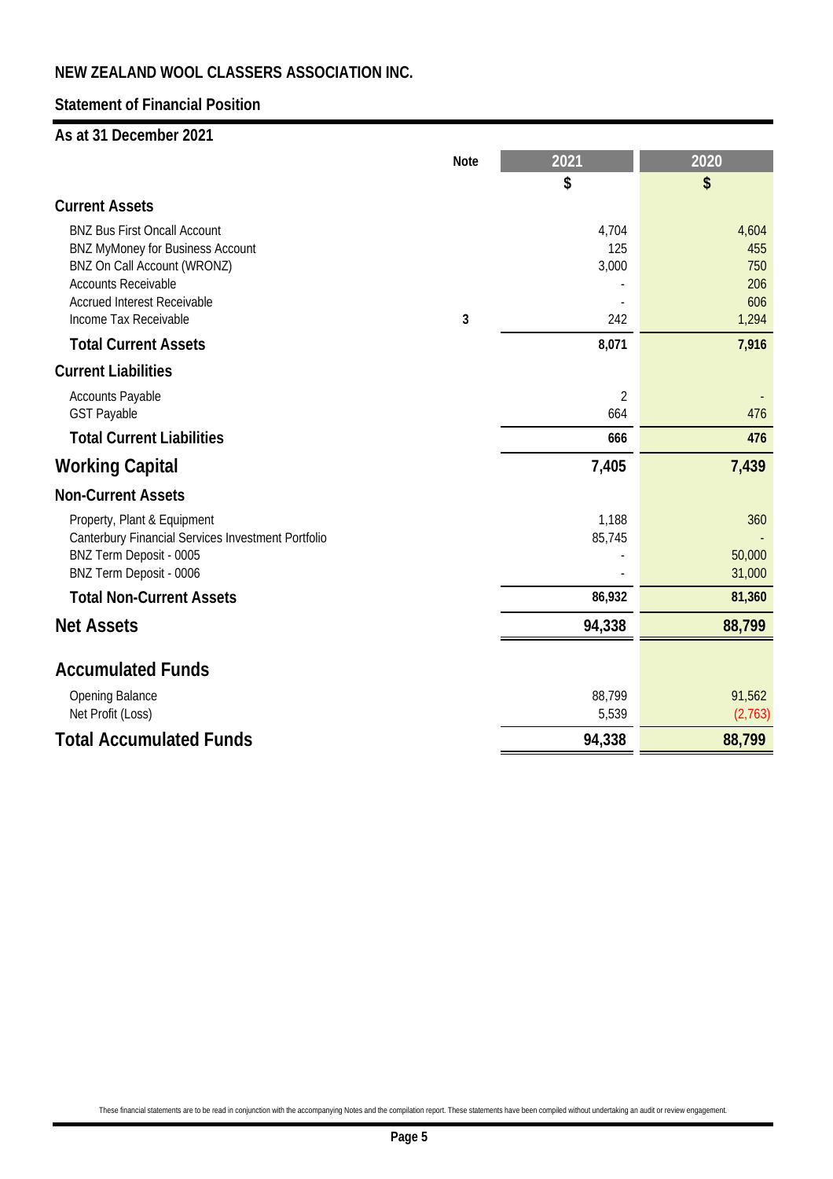# NEW ZEALAND WOOL CLASSERS ASSOCIATION INC.

## Statement of Financial Position

### As at 31 December 2021

| | Note | 2021 | 2020 |
|---|---|---|---|
| | | $ | $ |
| **Current Assets** | | | |
| BNZ Bus First Oncall Account | | 4,704 | 4,604 |
| BNZ MyMoney for Business Account | | 125 | 455 |
| BNZ On Call Account (WRONZ) | | 3,000 | 750 |
| Accounts Receivable | | - | 206 |
| Accrued Interest Receivable | | - | 606 |
| Income Tax Receivable | 3 | 242 | 1,294 |
| **Total Current Assets** | | **8,071** | **7,916** |
| **Current Liabilities** | | | |
| Accounts Payable | | 2 | - |
| GST Payable | | 664 | 476 |
| **Total Current Liabilities** | | **666** | **476** |
| **Working Capital** | | **7,405** | **7,439** |
| **Non-Current Assets** | | | |
| Property, Plant & Equipment | | 1,188 | 360 |
| Canterbury Financial Services Investment Portfolio | | 85,745 | - |
| BNZ Term Deposit - 0005 | | - | 50,000 |
| BNZ Term Deposit - 0006 | | - | 31,000 |
| **Total Non-Current Assets** | | **86,932** | **81,360** |
| **Net Assets** | | **94,338** | **88,799** |
| **Accumulated Funds** | | | |
| Opening Balance | | 88,799 | 91,562 |
| Net Profit (Loss) | | 5,539 | (2,763) |
| **Total Accumulated Funds** | | **94,338** | **88,799** |

These financial statements are to be read in conjunction with the accompanying Notes and the compilation report. These statements have been compiled without undertaking an audit or review engagement.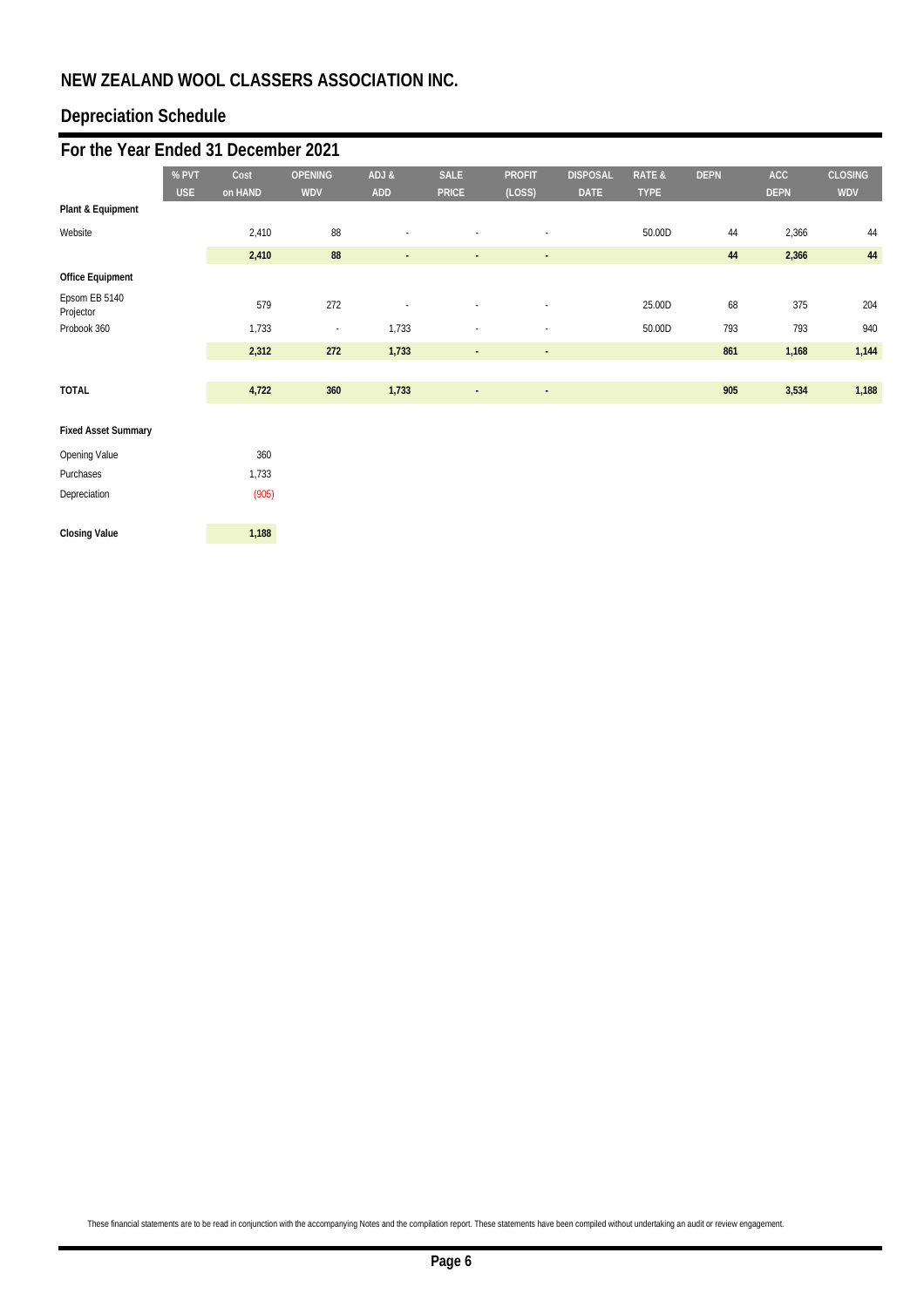# NEW ZEALAND WOOL CLASSERS ASSOCIATION INC.

## Depreciation Schedule

## For the Year Ended 31 December 2021

| | % PVT USE | Cost on HAND | OPENING WDV | ADJ & ADD | SALE PRICE | PROFIT (LOSS) | DISPOSAL DATE | RATE & TYPE | DEPN | ACC DEPN | CLOSING WDV |
|---|---|---|---|---|---|---|---|---|---|---|---|
| **Plant & Equipment** | | | | | | | | | | | |
| Website | | 2,410 | 88 | - | - | - | | 50.00D | 44 | 2,366 | 44 |
| | | **2,410** | **88** | **-** | **-** | **-** | | | **44** | **2,366** | **44** |
| **Office Equipment** | | | | | | | | | | | |
| Epsom EB 5140 Projector | | 579 | 272 | - | - | - | | 25.00D | 68 | 375 | 204 |
| Probook 360 | | 1,733 | - | 1,733 | - | - | | 50.00D | 793 | 793 | 940 |
| | | **2,312** | **272** | **1,733** | **-** | **-** | | | **861** | **1,168** | **1,144** |
| **TOTAL** | | **4,722** | **360** | **1,733** | **-** | **-** | | | **905** | **3,534** | **1,188** |

**Fixed Asset Summary**

| | |
|---|---|
| Opening Value | 360 |
| Purchases | 1,733 |
| Depreciation | (905) |
| **Closing Value** | **1,188** |

These financial statements are to be read in conjunction with the accompanying Notes and the compilation report. These statements have been compiled without undertaking an audit or review engagement.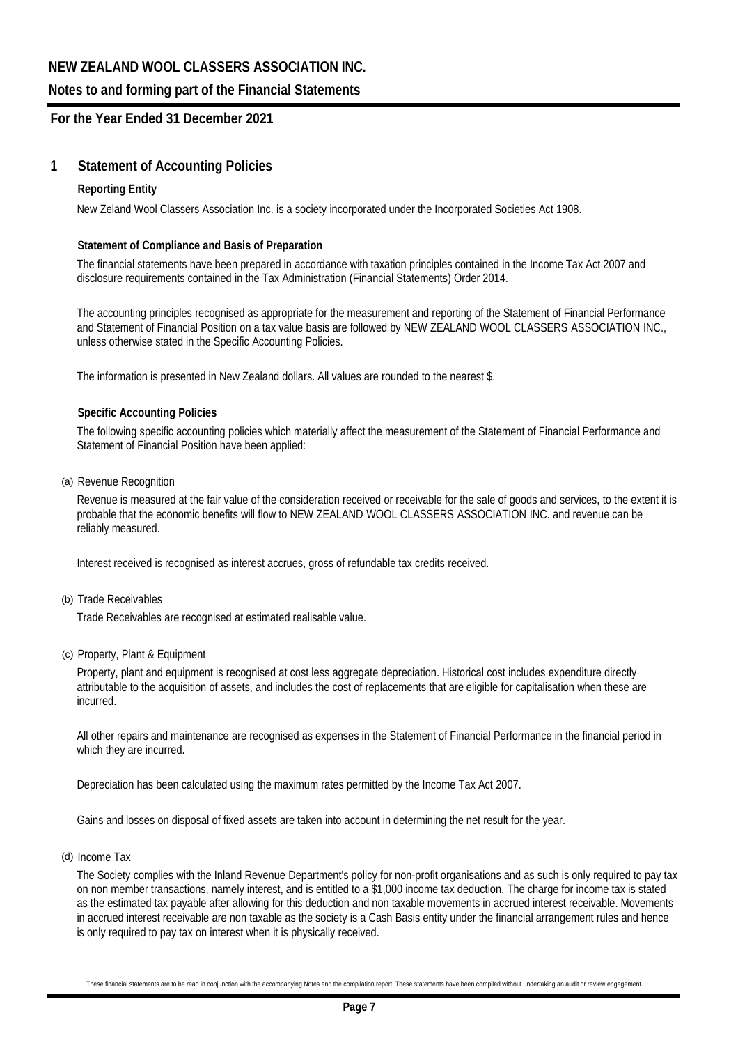# NEW ZEALAND WOOL CLASSERS ASSOCIATION INC.

## Notes to and forming part of the Financial Statements

## For the Year Ended 31 December 2021

## 1 Statement of Accounting Policies

### Reporting Entity

New Zeland Wool Classers Association Inc. is a society incorporated under the Incorporated Societies Act 1908.

### Statement of Compliance and Basis of Preparation

The financial statements have been prepared in accordance with taxation principles contained in the Income Tax Act 2007 and disclosure requirements contained in the Tax Administration (Financial Statements) Order 2014.

The accounting principles recognised as appropriate for the measurement and reporting of the Statement of Financial Performance and Statement of Financial Position on a tax value basis are followed by NEW ZEALAND WOOL CLASSERS ASSOCIATION INC., unless otherwise stated in the Specific Accounting Policies.

The information is presented in New Zealand dollars. All values are rounded to the nearest $.

### Specific Accounting Policies

The following specific accounting policies which materially affect the measurement of the Statement of Financial Performance and Statement of Financial Position have been applied:

(a) Revenue Recognition

Revenue is measured at the fair value of the consideration received or receivable for the sale of goods and services, to the extent it is probable that the economic benefits will flow to NEW ZEALAND WOOL CLASSERS ASSOCIATION INC. and revenue can be reliably measured.

Interest received is recognised as interest accrues, gross of refundable tax credits received.

(b) Trade Receivables

Trade Receivables are recognised at estimated realisable value.

(c) Property, Plant & Equipment

Property, plant and equipment is recognised at cost less aggregate depreciation. Historical cost includes expenditure directly attributable to the acquisition of assets, and includes the cost of replacements that are eligible for capitalisation when these are incurred.

All other repairs and maintenance are recognised as expenses in the Statement of Financial Performance in the financial period in which they are incurred.

Depreciation has been calculated using the maximum rates permitted by the Income Tax Act 2007.

Gains and losses on disposal of fixed assets are taken into account in determining the net result for the year.

(d) Income Tax

The Society complies with the Inland Revenue Department's policy for non-profit organisations and as such is only required to pay tax on non member transactions, namely interest, and is entitled to a $1,000 income tax deduction. The charge for income tax is stated as the estimated tax payable after allowing for this deduction and non taxable movements in accrued interest receivable. Movements in accrued interest receivable are non taxable as the society is a Cash Basis entity under the financial arrangement rules and hence is only required to pay tax on interest when it is physically received.

These financial statements are to be read in conjunction with the accompanying Notes and the compilation report. These statements have been compiled without undertaking an audit or review engagement.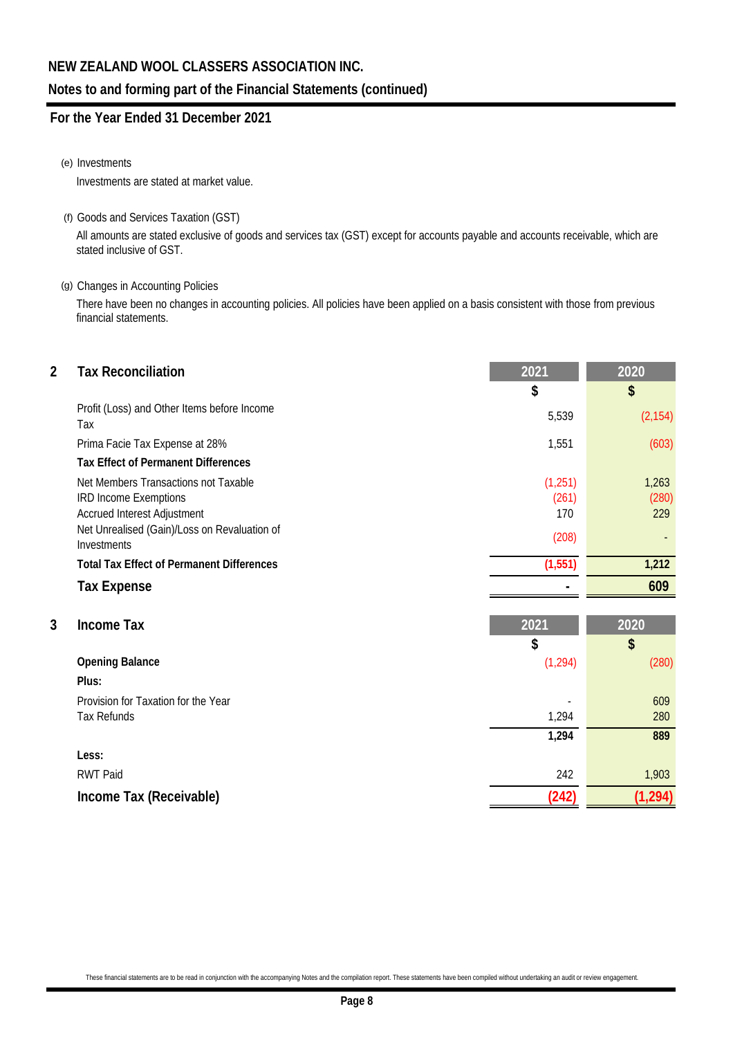# NEW ZEALAND WOOL CLASSERS ASSOCIATION INC.

## Notes to and forming part of the Financial Statements (continued)

### For the Year Ended 31 December 2021

(e) Investments

Investments are stated at market value.

(f) Goods and Services Taxation (GST)

All amounts are stated exclusive of goods and services tax (GST) except for accounts payable and accounts receivable, which are stated inclusive of GST.

(g) Changes in Accounting Policies

There have been no changes in accounting policies. All policies have been applied on a basis consistent with those from previous financial statements.

## 2 Tax Reconciliation

| | 2021 | 2020 |
|---|---|---|
| | $ | $ |
| Profit (Loss) and Other Items before Income Tax | 5,539 | (2,154) |
| Prima Facie Tax Expense at 28% | 1,551 | (603) |
| **Tax Effect of Permanent Differences** | | |
| Net Members Transactions not Taxable | (1,251) | 1,263 |
| IRD Income Exemptions | (261) | (280) |
| Accrued Interest Adjustment | 170 | 229 |
| Net Unrealised (Gain)/Loss on Revaluation of Investments | (208) | - |
| **Total Tax Effect of Permanent Differences** | **(1,551)** | **1,212** |
| **Tax Expense** | **-** | **609** |

## 3 Income Tax

| | 2021 | 2020 |
|---|---|---|
| | $ | $ |
| **Opening Balance** | (1,294) | (280) |
| **Plus:** | | |
| Provision for Taxation for the Year | - | 609 |
| Tax Refunds | 1,294 | 280 |
| | **1,294** | **889** |
| **Less:** | | |
| RWT Paid | 242 | 1,903 |
| **Income Tax (Receivable)** | **(242)** | **(1,294)** |

These financial statements are to be read in conjunction with the accompanying Notes and the compilation report. These statements have been compiled without undertaking an audit or review engagement.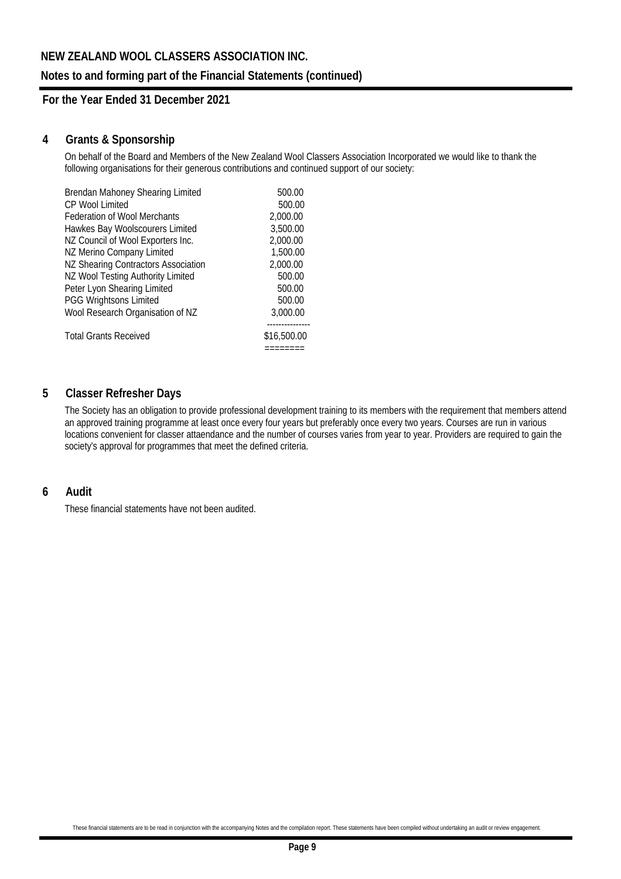# NEW ZEALAND WOOL CLASSERS ASSOCIATION INC.

## Notes to and forming part of the Financial Statements (continued)

### For the Year Ended 31 December 2021

### 4 Grants & Sponsorship

On behalf of the Board and Members of the New Zealand Wool Classers Association Incorporated we would like to thank the following organisations for their generous contributions and continued support of our society:

| | |
|---|---|
| Brendan Mahoney Shearing Limited | 500.00 |
| CP Wool Limited | 500.00 |
| Federation of Wool Merchants | 2,000.00 |
| Hawkes Bay Woolscourers Limited | 3,500.00 |
| NZ Council of Wool Exporters Inc. | 2,000.00 |
| NZ Merino Company Limited | 1,500.00 |
| NZ Shearing Contractors Association | 2,000.00 |
| NZ Wool Testing Authority Limited | 500.00 |
| Peter Lyon Shearing Limited | 500.00 |
| PGG Wrightsons Limited | 500.00 |
| Wool Research Organisation of NZ | 3,000.00 |
| Total Grants Received | $16,500.00 |

### 5 Classer Refresher Days

The Society has an obligation to provide professional development training to its members with the requirement that members attend an approved training programme at least once every four years but preferably once every two years. Courses are run in various locations convenient for classer attaendance and the number of courses varies from year to year. Providers are required to gain the society's approval for programmes that meet the defined criteria.

### 6 Audit

These financial statements have not been audited.

These financial statements are to be read in conjunction with the accompanying Notes and the compilation report. These statements have been compiled without undertaking an audit or review engagement.